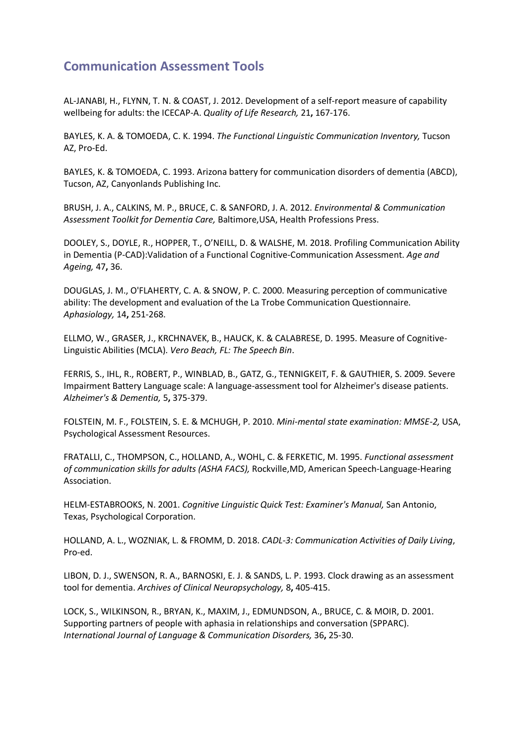# Communication Assessment Tools

AL-JANABI, H., FLYNN, T. N. & COAST, J. 2012. Development of a self-report measure of capability wellbeing for adults: the ICECAP-A. *Quality of Life Research,* 21**,** 167-176.

BAYLES, K. A. & TOMOEDA, C. K. 1994. *The Functional Linguistic Communication Inventory,* Tucson AZ, Pro-Ed.

BAYLES, K. & TOMOEDA, C. 1993. Arizona battery for communication disorders of dementia (ABCD), Tucson, AZ, Canyonlands Publishing Inc.

BRUSH, J. A., CALKINS, M. P., BRUCE, C. & SANFORD, J. A. 2012. *Environmental & Communication Assessment Toolkit for Dementia Care,* Baltimore,USA, Health Professions Press.

DOOLEY, S., DOYLE, R., HOPPER, T., O'NEILL, D. & WALSHE, M. 2018. Profiling Communication Ability in Dementia (P-CAD):Validation of a Functional Cognitive-Communication Assessment. *Age and Ageing,* 47**,** 36.

DOUGLAS, J. M., O'FLAHERTY, C. A. & SNOW, P. C. 2000. Measuring perception of communicative ability: The development and evaluation of the La Trobe Communication Questionnaire. *Aphasiology,* 14**,** 251-268.

ELLMO, W., GRASER, J., KRCHNAVEK, B., HAUCK, K. & CALABRESE, D. 1995. Measure of Cognitive-Linguistic Abilities (MCLA). *Vero Beach, FL: The Speech Bin*.

FERRIS, S., IHL, R., ROBERT, P., WINBLAD, B., GATZ, G., TENNIGKEIT, F. & GAUTHIER, S. 2009. Severe Impairment Battery Language scale: A language-assessment tool for Alzheimer's disease patients. *Alzheimer's & Dementia,* 5**,** 375-379.

FOLSTEIN, M. F., FOLSTEIN, S. E. & MCHUGH, P. 2010. *Mini-mental state examination: MMSE-2,* USA, Psychological Assessment Resources.

FRATALLI, C., THOMPSON, C., HOLLAND, A., WOHL, C. & FERKETIC, M. 1995. *Functional assessment of communication skills for adults (ASHA FACS),* Rockville,MD, American Speech-Language-Hearing Association.

HELM-ESTABROOKS, N. 2001. *Cognitive Linguistic Quick Test: Examiner's Manual,* San Antonio, Texas, Psychological Corporation.

HOLLAND, A. L., WOZNIAK, L. & FROMM, D. 2018. *CADL-3: Communication Activities of Daily Living*, Pro-ed.

LIBON, D. J., SWENSON, R. A., BARNOSKI, E. J. & SANDS, L. P. 1993. Clock drawing as an assessment tool for dementia. *Archives of Clinical Neuropsychology,* 8**,** 405-415.

LOCK, S., WILKINSON, R., BRYAN, K., MAXIM, J., EDMUNDSON, A., BRUCE, C. & MOIR, D. 2001. Supporting partners of people with aphasia in relationships and conversation (SPPARC). *International Journal of Language & Communication Disorders,* 36**,** 25-30.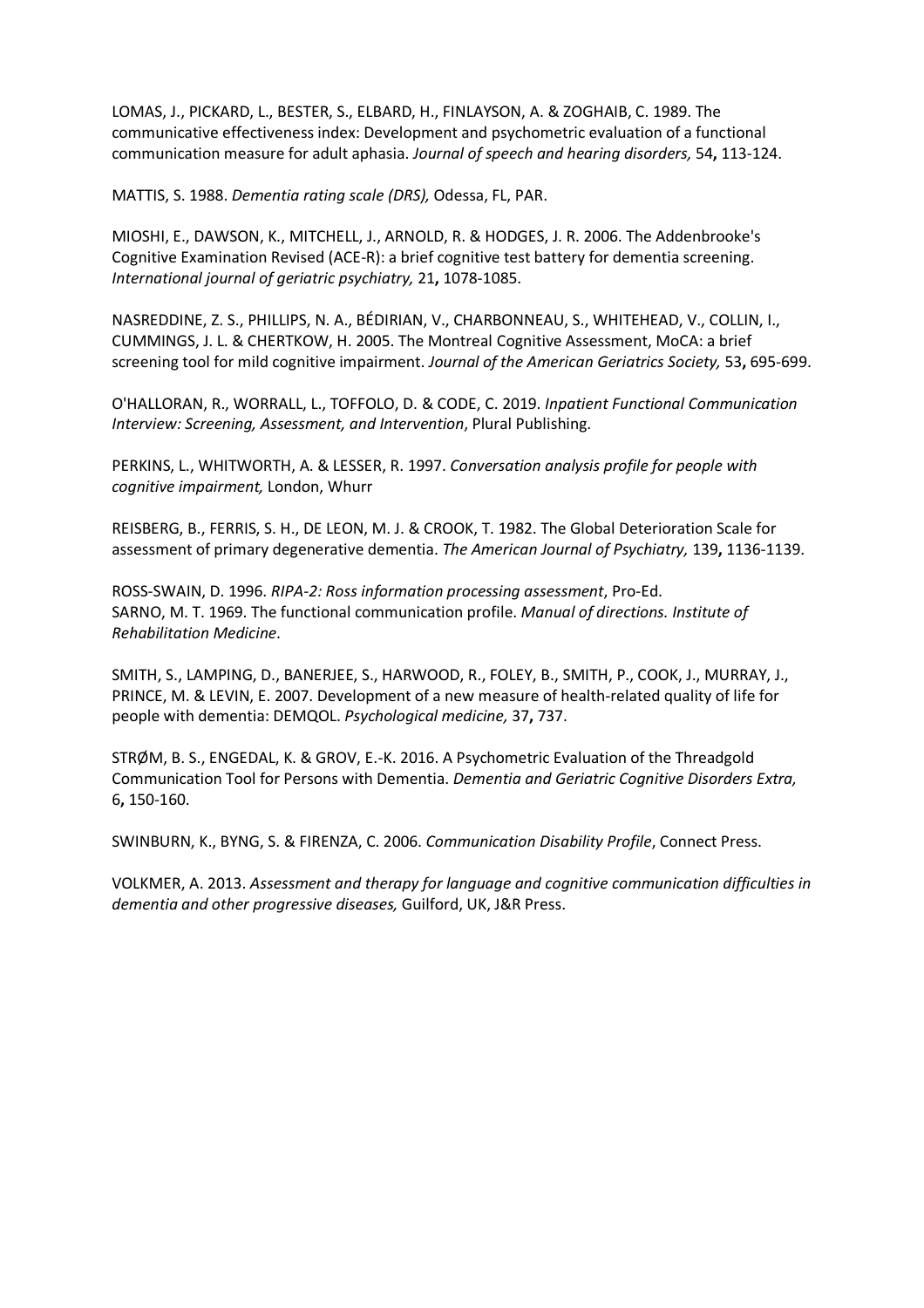LOMAS, J., PICKARD, L., BESTER, S., ELBARD, H., FINLAYSON, A. & ZOGHAIB, C. 1989. The communicative effectiveness index: Development and psychometric evaluation of a functional communication measure for adult aphasia. *Journal of speech and hearing disorders,* 54**,** 113-124.

MATTIS, S. 1988. *Dementia rating scale (DRS),* Odessa, FL, PAR.

MIOSHI, E., DAWSON, K., MITCHELL, J., ARNOLD, R. & HODGES, J. R. 2006. The Addenbrooke's Cognitive Examination Revised (ACE-R): a brief cognitive test battery for dementia screening. *International journal of geriatric psychiatry,* 21**,** 1078-1085.

NASREDDINE, Z. S., PHILLIPS, N. A., BÉDIRIAN, V., CHARBONNEAU, S., WHITEHEAD, V., COLLIN, I., CUMMINGS, J. L. & CHERTKOW, H. 2005. The Montreal Cognitive Assessment, MoCA: a brief screening tool for mild cognitive impairment. *Journal of the American Geriatrics Society,* 53**,** 695-699.

O'HALLORAN, R., WORRALL, L., TOFFOLO, D. & CODE, C. 2019. *Inpatient Functional Communication Interview: Screening, Assessment, and Intervention*, Plural Publishing.

PERKINS, L., WHITWORTH, A. & LESSER, R. 1997. *Conversation analysis profile for people with cognitive impairment,* London, Whurr

REISBERG, B., FERRIS, S. H., DE LEON, M. J. & CROOK, T. 1982. The Global Deterioration Scale for assessment of primary degenerative dementia. *The American Journal of Psychiatry,* 139**,** 1136-1139.

ROSS-SWAIN, D. 1996. *RIPA-2: Ross information processing assessment*, Pro-Ed.

SARNO, M. T. 1969. The functional communication profile. *Manual of directions. Institute of Rehabilitation Medicine*.

SMITH, S., LAMPING, D., BANERJEE, S., HARWOOD, R., FOLEY, B., SMITH, P., COOK, J., MURRAY, J., PRINCE, M. & LEVIN, E. 2007. Development of a new measure of health-related quality of life for people with dementia: DEMQOL. *Psychological medicine,* 37**,** 737.

STRØM, B. S., ENGEDAL, K. & GROV, E.-K. 2016. A Psychometric Evaluation of the Threadgold Communication Tool for Persons with Dementia. *Dementia and Geriatric Cognitive Disorders Extra,* 6**,** 150-160.

SWINBURN, K., BYNG, S. & FIRENZA, C. 2006. *Communication Disability Profile*, Connect Press.

VOLKMER, A. 2013. *Assessment and therapy for language and cognitive communication difficulties in dementia and other progressive diseases,* Guilford, UK, J&R Press.